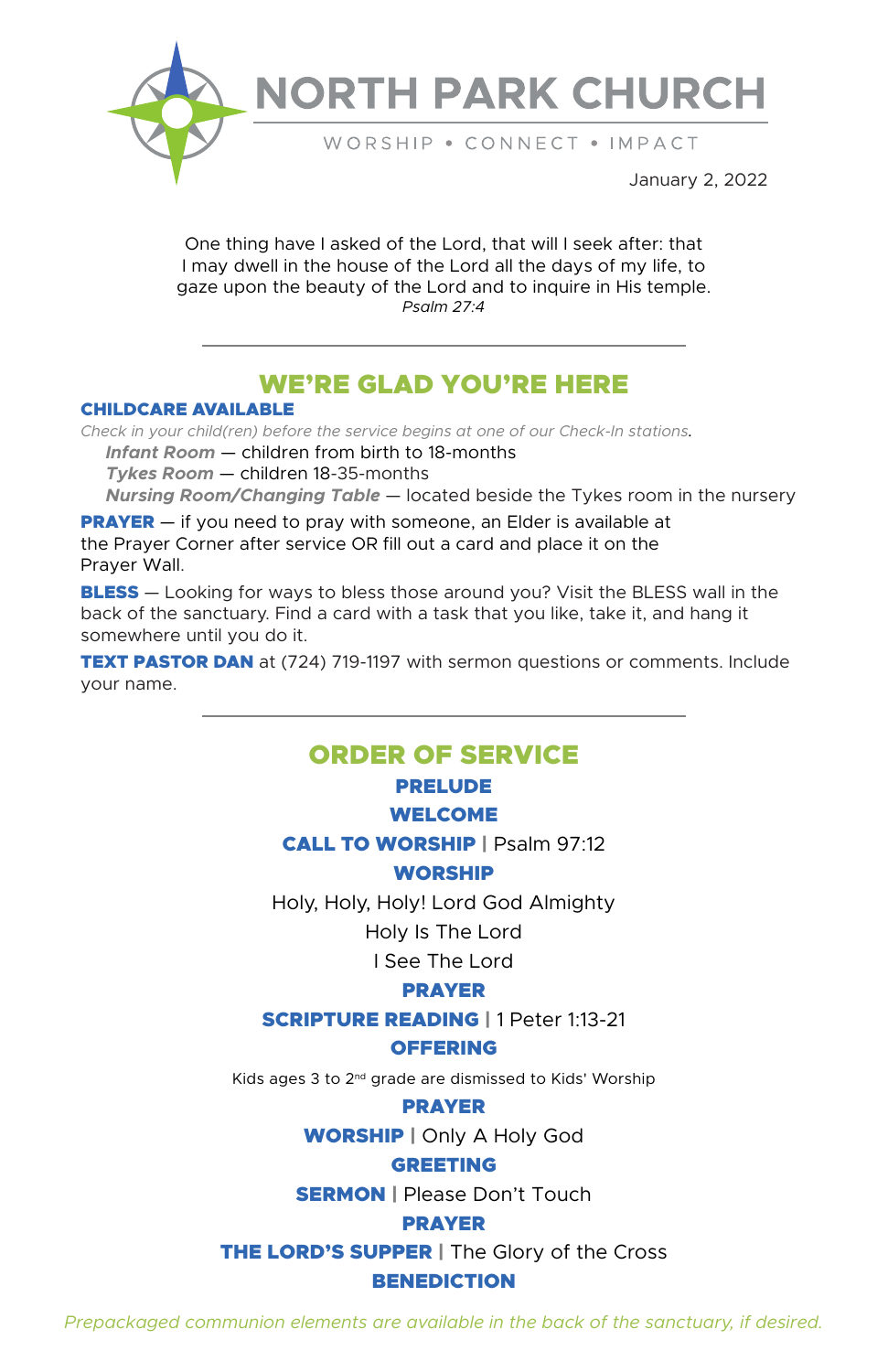# NORTH PARK CHURCH

WORSHIP • CONNECT • IMPACT

January 2, 2022

One thing have I asked of the Lord, that will I seek after: that I may dwell in the house of the Lord all the days of my life, to gaze upon the beauty of the Lord and to inquire in His temple.
*Psalm 27:4*

---

## WE'RE GLAD YOU'RE HERE

**CHILDCARE AVAILABLE**

*Check in your child(ren) before the service begins at one of our Check-In stations.*

- ***Infant Room*** — children from birth to 18-months
- ***Tykes Room*** — children 18-35-months
- ***Nursing Room/Changing Table*** — located beside the Tykes room in the nursery

**PRAYER** — if you need to pray with someone, an Elder is available at the Prayer Corner after service OR fill out a card and place it on the Prayer Wall.

**BLESS** — Looking for ways to bless those around you? Visit the BLESS wall in the back of the sanctuary. Find a card with a task that you like, take it, and hang it somewhere until you do it.

**TEXT PASTOR DAN** at (724) 719-1197 with sermon questions or comments. Include your name.

---

## ORDER OF SERVICE

**PRELUDE**

**WELCOME**

**CALL TO WORSHIP** | Psalm 97:12

**WORSHIP**

Holy, Holy, Holy! Lord God Almighty

Holy Is The Lord

I See The Lord

**PRAYER**

**SCRIPTURE READING** | 1 Peter 1:13-21

**OFFERING**

Kids ages 3 to 2nd grade are dismissed to Kids' Worship

**PRAYER**

**WORSHIP** | Only A Holy God

**GREETING**

**SERMON** | Please Don't Touch

**PRAYER**

**THE LORD'S SUPPER** | The Glory of the Cross

**BENEDICTION**

*Prepackaged communion elements are available in the back of the sanctuary, if desired.*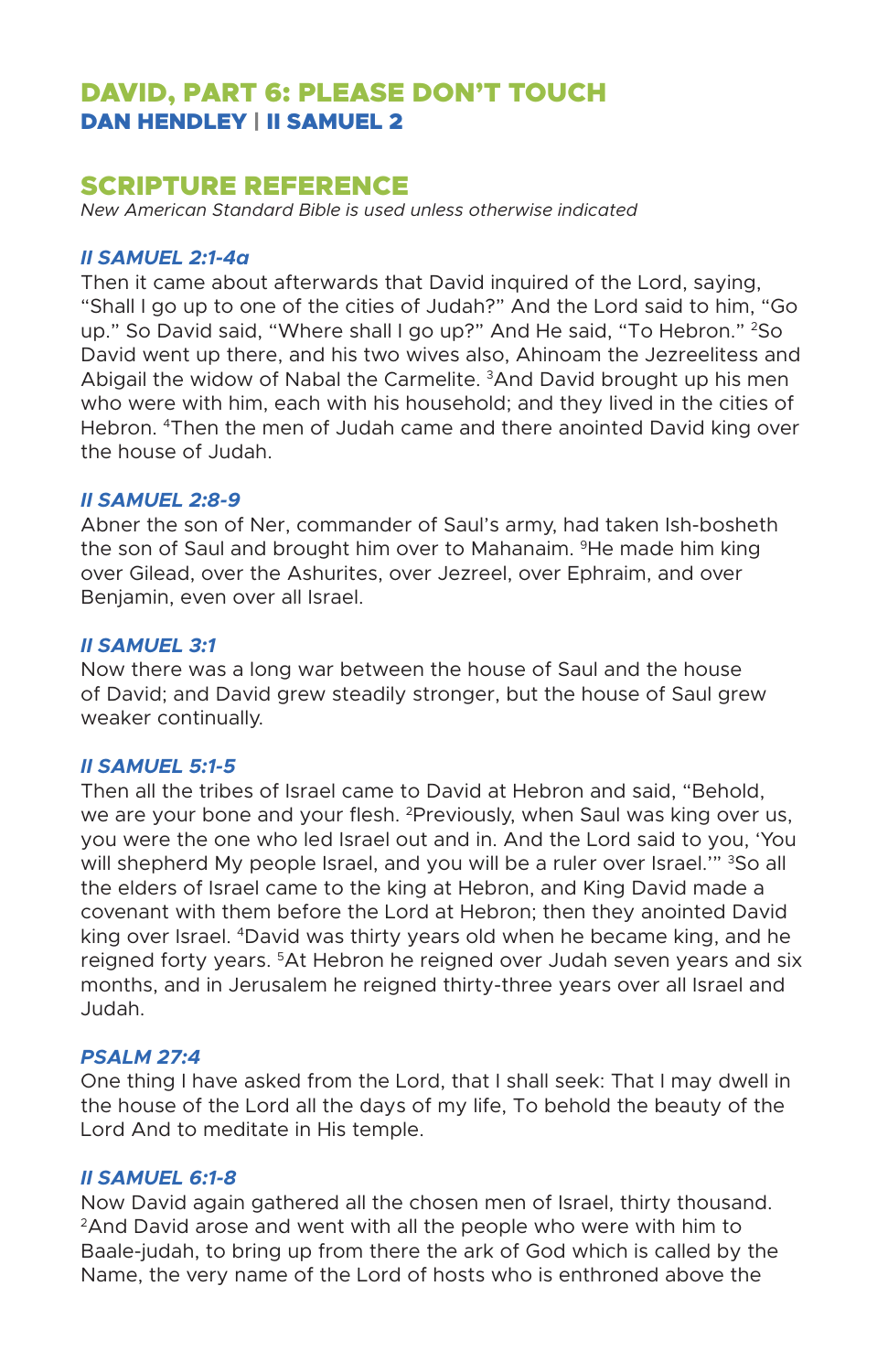# DAVID, PART 6: PLEASE DON'T TOUCH

### DAN HENDLEY | II SAMUEL 2

## SCRIPTURE REFERENCE

*New American Standard Bible is used unless otherwise indicated*

### *II SAMUEL 2:1-4a*

Then it came about afterwards that David inquired of the Lord, saying, "Shall I go up to one of the cities of Judah?" And the Lord said to him, "Go up." So David said, "Where shall I go up?" And He said, "To Hebron." [2]So David went up there, and his two wives also, Ahinoam the Jezreelitess and Abigail the widow of Nabal the Carmelite. [3]And David brought up his men who were with him, each with his household; and they lived in the cities of Hebron. [4]Then the men of Judah came and there anointed David king over the house of Judah.

### *II SAMUEL 2:8-9*

Abner the son of Ner, commander of Saul's army, had taken Ish-bosheth the son of Saul and brought him over to Mahanaim. [9]He made him king over Gilead, over the Ashurites, over Jezreel, over Ephraim, and over Benjamin, even over all Israel.

### *II SAMUEL 3:1*

Now there was a long war between the house of Saul and the house of David; and David grew steadily stronger, but the house of Saul grew weaker continually.

### *II SAMUEL 5:1-5*

Then all the tribes of Israel came to David at Hebron and said, "Behold, we are your bone and your flesh. [2]Previously, when Saul was king over us, you were the one who led Israel out and in. And the Lord said to you, 'You will shepherd My people Israel, and you will be a ruler over Israel.'" [3]So all the elders of Israel came to the king at Hebron, and King David made a covenant with them before the Lord at Hebron; then they anointed David king over Israel. [4]David was thirty years old when he became king, and he reigned forty years. [5]At Hebron he reigned over Judah seven years and six months, and in Jerusalem he reigned thirty-three years over all Israel and Judah.

### *PSALM 27:4*

One thing I have asked from the Lord, that I shall seek: That I may dwell in the house of the Lord all the days of my life, To behold the beauty of the Lord And to meditate in His temple.

### *II SAMUEL 6:1-8*

Now David again gathered all the chosen men of Israel, thirty thousand. [2]And David arose and went with all the people who were with him to Baale-judah, to bring up from there the ark of God which is called by the Name, the very name of the Lord of hosts who is enthroned above the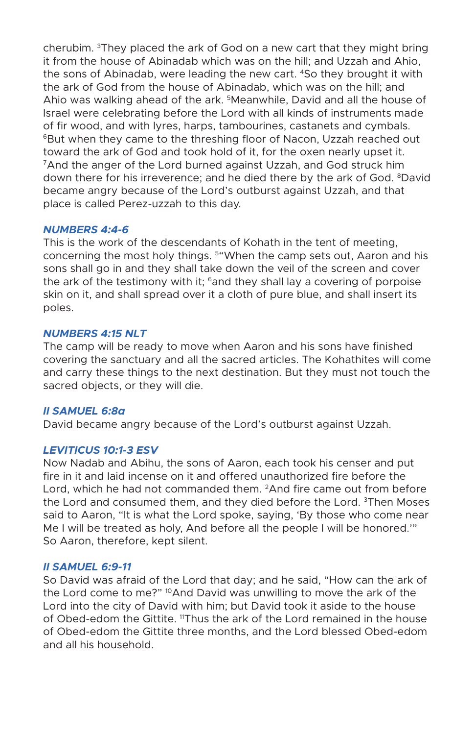cherubim. [3]They placed the ark of God on a new cart that they might bring it from the house of Abinadab which was on the hill; and Uzzah and Ahio, the sons of Abinadab, were leading the new cart. [4]So they brought it with the ark of God from the house of Abinadab, which was on the hill; and Ahio was walking ahead of the ark. [5]Meanwhile, David and all the house of Israel were celebrating before the Lord with all kinds of instruments made of fir wood, and with lyres, harps, tambourines, castanets and cymbals. [6]But when they came to the threshing floor of Nacon, Uzzah reached out toward the ark of God and took hold of it, for the oxen nearly upset it. [7]And the anger of the Lord burned against Uzzah, and God struck him down there for his irreverence; and he died there by the ark of God. [8]David became angry because of the Lord's outburst against Uzzah, and that place is called Perez-uzzah to this day.

***NUMBERS 4:4-6***

This is the work of the descendants of Kohath in the tent of meeting, concerning the most holy things. [5]"When the camp sets out, Aaron and his sons shall go in and they shall take down the veil of the screen and cover the ark of the testimony with it; [6]and they shall lay a covering of porpoise skin on it, and shall spread over it a cloth of pure blue, and shall insert its poles.

***NUMBERS 4:15 NLT***

The camp will be ready to move when Aaron and his sons have finished covering the sanctuary and all the sacred articles. The Kohathites will come and carry these things to the next destination. But they must not touch the sacred objects, or they will die.

***II SAMUEL 6:8a***

David became angry because of the Lord's outburst against Uzzah.

***LEVITICUS 10:1-3 ESV***

Now Nadab and Abihu, the sons of Aaron, each took his censer and put fire in it and laid incense on it and offered unauthorized fire before the Lord, which he had not commanded them. [2]And fire came out from before the Lord and consumed them, and they died before the Lord. [3]Then Moses said to Aaron, "It is what the Lord spoke, saying, 'By those who come near Me I will be treated as holy, And before all the people I will be honored.'" So Aaron, therefore, kept silent.

***II SAMUEL 6:9-11***

So David was afraid of the Lord that day; and he said, "How can the ark of the Lord come to me?" [10]And David was unwilling to move the ark of the Lord into the city of David with him; but David took it aside to the house of Obed-edom the Gittite. [11]Thus the ark of the Lord remained in the house of Obed-edom the Gittite three months, and the Lord blessed Obed-edom and all his household.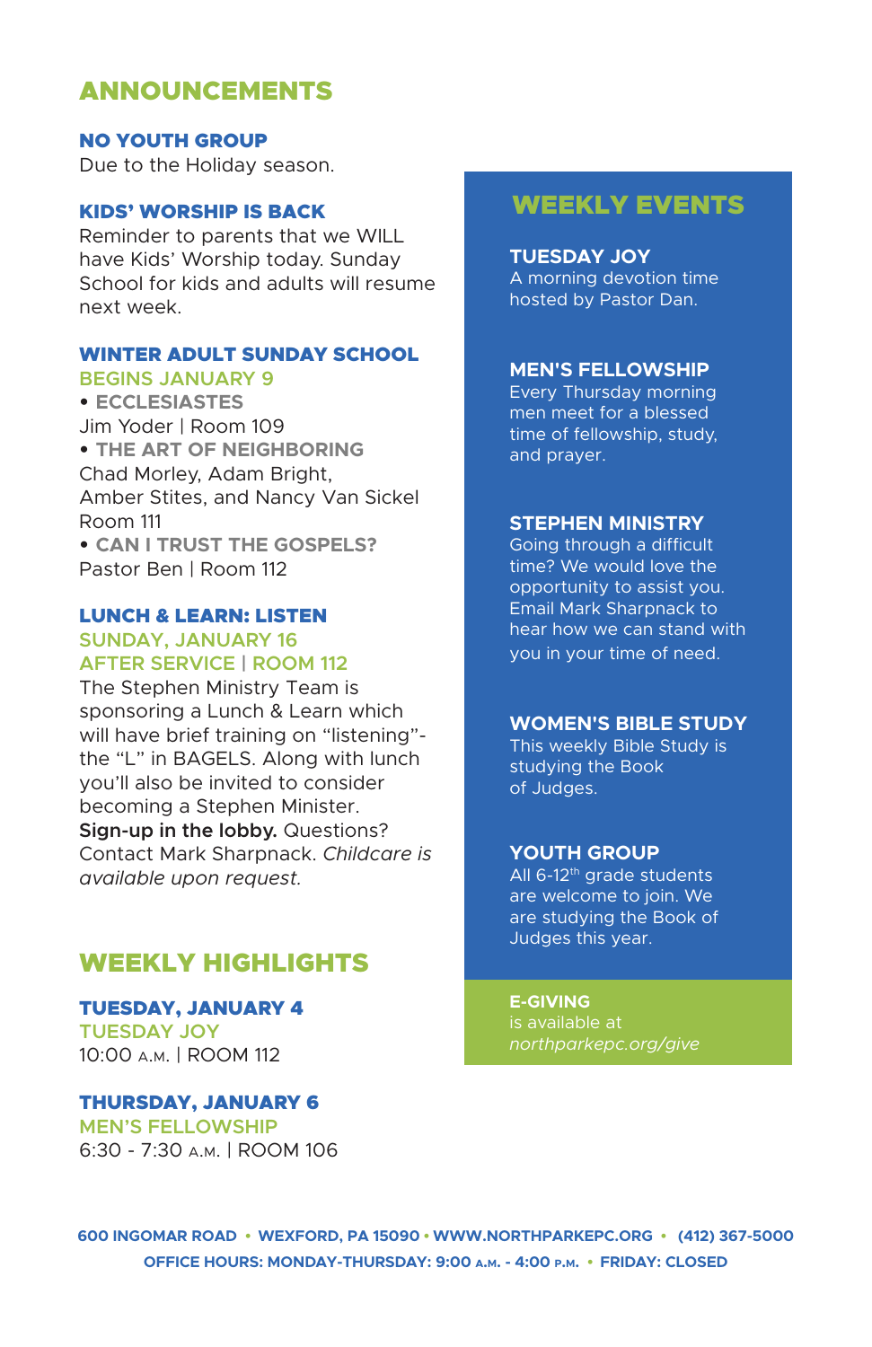## ANNOUNCEMENTS

### NO YOUTH GROUP

Due to the Holiday season.

### KIDS' WORSHIP IS BACK

Reminder to parents that we WILL have Kids' Worship today. Sunday School for kids and adults will resume next week.

### WINTER ADULT SUNDAY SCHOOL

**BEGINS JANUARY 9**

- **ECCLESIASTES**
  Jim Yoder | Room 109
- **THE ART OF NEIGHBORING**
  Chad Morley, Adam Bright, Amber Stites, and Nancy Van Sickel
  Room 111
- **CAN I TRUST THE GOSPELS?**
  Pastor Ben | Room 112

### LUNCH & LEARN: LISTEN

**SUNDAY, JANUARY 16**
**AFTER SERVICE | ROOM 112**

The Stephen Ministry Team is sponsoring a Lunch & Learn which will have brief training on "listening"- the "L" in BAGELS. Along with lunch you'll also be invited to consider becoming a Stephen Minister. **Sign-up in the lobby.** Questions? Contact Mark Sharpnack. *Childcare is available upon request.*

## WEEKLY HIGHLIGHTS

### TUESDAY, JANUARY 4

**TUESDAY JOY**
10:00 A.M. | ROOM 112

### THURSDAY, JANUARY 6

**MEN'S FELLOWSHIP**
6:30 - 7:30 A.M. | ROOM 106

## WEEKLY EVENTS

### TUESDAY JOY

A morning devotion time hosted by Pastor Dan.

### MEN'S FELLOWSHIP

Every Thursday morning men meet for a blessed time of fellowship, study, and prayer.

### STEPHEN MINISTRY

Going through a difficult time? We would love the opportunity to assist you. Email Mark Sharpnack to hear how we can stand with you in your time of need.

### WOMEN'S BIBLE STUDY

This weekly Bible Study is studying the Book of Judges.

### YOUTH GROUP

All 6-12th grade students are welcome to join. We are studying the Book of Judges this year.

**E-GIVING**
is available at
*northparkepc.org/give*

600 INGOMAR ROAD • WEXFORD, PA 15090 • WWW.NORTHPARKEPC.ORG • (412) 367-5000
OFFICE HOURS: MONDAY-THURSDAY: 9:00 A.M. - 4:00 P.M. • FRIDAY: CLOSED